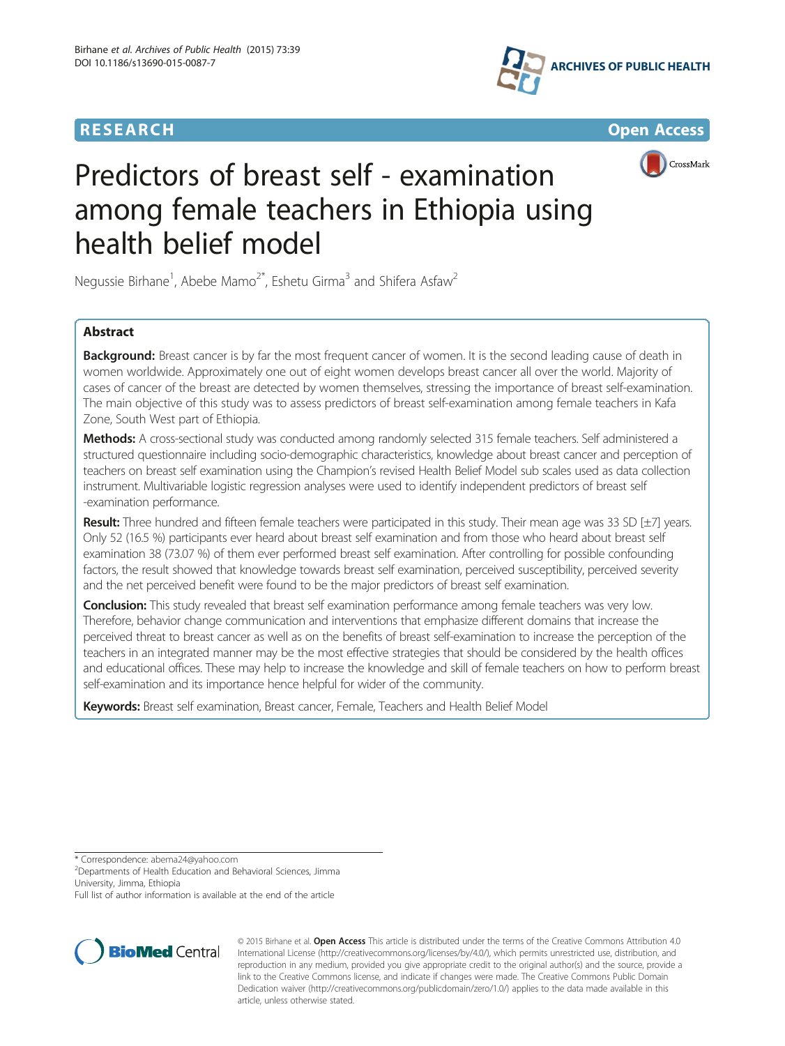RESEARCH

Open Access

# Predictors of breast self - examination among female teachers in Ethiopia using health belief model

Negussie Birhane[1], Abebe Mamo[2*], Eshetu Girma[3] and Shifera Asfaw[2]

## Abstract

**Background:** Breast cancer is by far the most frequent cancer of women. It is the second leading cause of death in women worldwide. Approximately one out of eight women develops breast cancer all over the world. Majority of cases of cancer of the breast are detected by women themselves, stressing the importance of breast self-examination. The main objective of this study was to assess predictors of breast self-examination among female teachers in Kafa Zone, South West part of Ethiopia.

**Methods:** A cross-sectional study was conducted among randomly selected 315 female teachers. Self administered a structured questionnaire including socio-demographic characteristics, knowledge about breast cancer and perception of teachers on breast self examination using the Champion's revised Health Belief Model sub scales used as data collection instrument. Multivariable logistic regression analyses were used to identify independent predictors of breast self -examination performance.

**Result:** Three hundred and fifteen female teachers were participated in this study. Their mean age was 33 SD [±7] years. Only 52 (16.5 %) participants ever heard about breast self examination and from those who heard about breast self examination 38 (73.07 %) of them ever performed breast self examination. After controlling for possible confounding factors, the result showed that knowledge towards breast self examination, perceived susceptibility, perceived severity and the net perceived benefit were found to be the major predictors of breast self examination.

**Conclusion:** This study revealed that breast self examination performance among female teachers was very low. Therefore, behavior change communication and interventions that emphasize different domains that increase the perceived threat to breast cancer as well as on the benefits of breast self-examination to increase the perception of the teachers in an integrated manner may be the most effective strategies that should be considered by the health offices and educational offices. These may help to increase the knowledge and skill of female teachers on how to perform breast self-examination and its importance hence helpful for wider of the community.

**Keywords:** Breast self examination, Breast cancer, Female, Teachers and Health Belief Model

* Correspondence: abema24@yahoo.com
[2]Departments of Health Education and Behavioral Sciences, Jimma University, Jimma, Ethiopia
Full list of author information is available at the end of the article

© 2015 Birhane et al. **Open Access** This article is distributed under the terms of the Creative Commons Attribution 4.0 International License (http://creativecommons.org/licenses/by/4.0/), which permits unrestricted use, distribution, and reproduction in any medium, provided you give appropriate credit to the original author(s) and the source, provide a link to the Creative Commons license, and indicate if changes were made. The Creative Commons Public Domain Dedication waiver (http://creativecommons.org/publicdomain/zero/1.0/) applies to the data made available in this article, unless otherwise stated.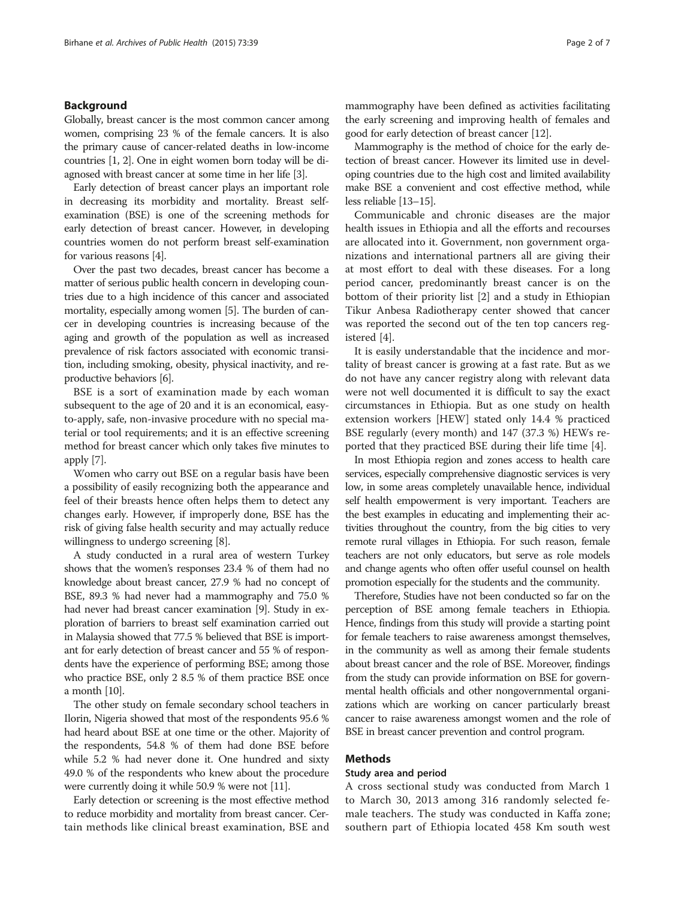## Background

Globally, breast cancer is the most common cancer among women, comprising 23 % of the female cancers. It is also the primary cause of cancer-related deaths in low-income countries [1, 2]. One in eight women born today will be diagnosed with breast cancer at some time in her life [3].

Early detection of breast cancer plays an important role in decreasing its morbidity and mortality. Breast self-examination (BSE) is one of the screening methods for early detection of breast cancer. However, in developing countries women do not perform breast self-examination for various reasons [4].

Over the past two decades, breast cancer has become a matter of serious public health concern in developing countries due to a high incidence of this cancer and associated mortality, especially among women [5]. The burden of cancer in developing countries is increasing because of the aging and growth of the population as well as increased prevalence of risk factors associated with economic transition, including smoking, obesity, physical inactivity, and reproductive behaviors [6].

BSE is a sort of examination made by each woman subsequent to the age of 20 and it is an economical, easy-to-apply, safe, non-invasive procedure with no special material or tool requirements; and it is an effective screening method for breast cancer which only takes five minutes to apply [7].

Women who carry out BSE on a regular basis have been a possibility of easily recognizing both the appearance and feel of their breasts hence often helps them to detect any changes early. However, if improperly done, BSE has the risk of giving false health security and may actually reduce willingness to undergo screening [8].

A study conducted in a rural area of western Turkey shows that the women's responses 23.4 % of them had no knowledge about breast cancer, 27.9 % had no concept of BSE, 89.3 % had never had a mammography and 75.0 % had never had breast cancer examination [9]. Study in exploration of barriers to breast self examination carried out in Malaysia showed that 77.5 % believed that BSE is important for early detection of breast cancer and 55 % of respondents have the experience of performing BSE; among those who practice BSE, only 2 8.5 % of them practice BSE once a month [10].

The other study on female secondary school teachers in Ilorin, Nigeria showed that most of the respondents 95.6 % had heard about BSE at one time or the other. Majority of the respondents, 54.8 % of them had done BSE before while 5.2 % had never done it. One hundred and sixty 49.0 % of the respondents who knew about the procedure were currently doing it while 50.9 % were not [11].

Early detection or screening is the most effective method to reduce morbidity and mortality from breast cancer. Certain methods like clinical breast examination, BSE and mammography have been defined as activities facilitating the early screening and improving health of females and good for early detection of breast cancer [12].

Mammography is the method of choice for the early detection of breast cancer. However its limited use in developing countries due to the high cost and limited availability make BSE a convenient and cost effective method, while less reliable [13–15].

Communicable and chronic diseases are the major health issues in Ethiopia and all the efforts and recourses are allocated into it. Government, non government organizations and international partners all are giving their at most effort to deal with these diseases. For a long period cancer, predominantly breast cancer is on the bottom of their priority list [2] and a study in Ethiopian Tikur Anbesa Radiotherapy center showed that cancer was reported the second out of the ten top cancers registered [4].

It is easily understandable that the incidence and mortality of breast cancer is growing at a fast rate. But as we do not have any cancer registry along with relevant data were not well documented it is difficult to say the exact circumstances in Ethiopia. But as one study on health extension workers [HEW] stated only 14.4 % practiced BSE regularly (every month) and 147 (37.3 %) HEWs reported that they practiced BSE during their life time [4].

In most Ethiopia region and zones access to health care services, especially comprehensive diagnostic services is very low, in some areas completely unavailable hence, individual self health empowerment is very important. Teachers are the best examples in educating and implementing their activities throughout the country, from the big cities to very remote rural villages in Ethiopia. For such reason, female teachers are not only educators, but serve as role models and change agents who often offer useful counsel on health promotion especially for the students and the community.

Therefore, Studies have not been conducted so far on the perception of BSE among female teachers in Ethiopia. Hence, findings from this study will provide a starting point for female teachers to raise awareness amongst themselves, in the community as well as among their female students about breast cancer and the role of BSE. Moreover, findings from the study can provide information on BSE for governmental health officials and other nongovernmental organizations which are working on cancer particularly breast cancer to raise awareness amongst women and the role of BSE in breast cancer prevention and control program.

## Methods

### Study area and period

A cross sectional study was conducted from March 1 to March 30, 2013 among 316 randomly selected female teachers. The study was conducted in Kaffa zone; southern part of Ethiopia located 458 Km south west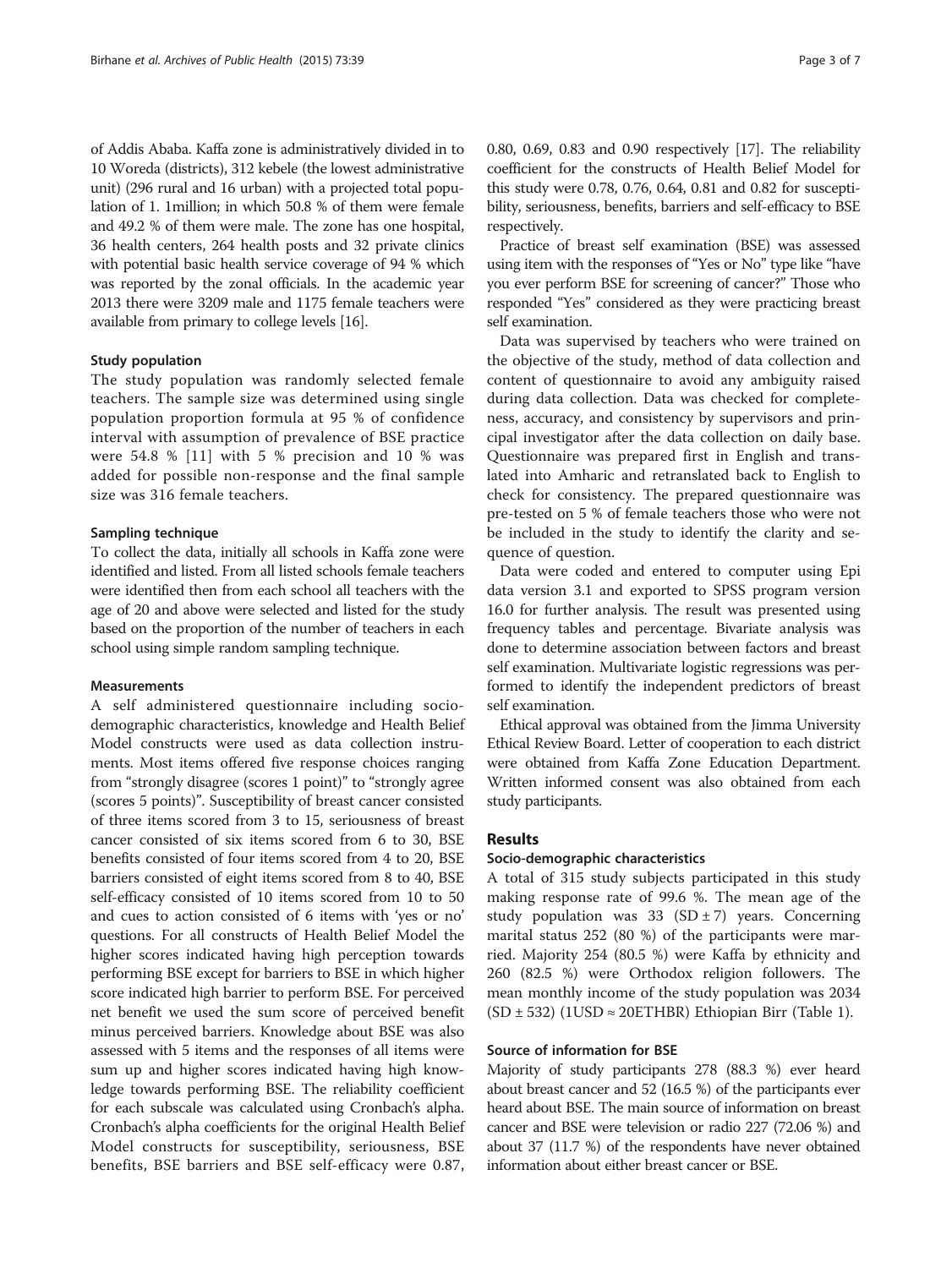of Addis Ababa. Kaffa zone is administratively divided in to 10 Woreda (districts), 312 kebele (the lowest administrative unit) (296 rural and 16 urban) with a projected total population of 1. 1million; in which 50.8 % of them were female and 49.2 % of them were male. The zone has one hospital, 36 health centers, 264 health posts and 32 private clinics with potential basic health service coverage of 94 % which was reported by the zonal officials. In the academic year 2013 there were 3209 male and 1175 female teachers were available from primary to college levels [16].

#### Study population

The study population was randomly selected female teachers. The sample size was determined using single population proportion formula at 95 % of confidence interval with assumption of prevalence of BSE practice were 54.8 % [11] with 5 % precision and 10 % was added for possible non-response and the final sample size was 316 female teachers.

#### Sampling technique

To collect the data, initially all schools in Kaffa zone were identified and listed. From all listed schools female teachers were identified then from each school all teachers with the age of 20 and above were selected and listed for the study based on the proportion of the number of teachers in each school using simple random sampling technique.

#### Measurements

A self administered questionnaire including socio-demographic characteristics, knowledge and Health Belief Model constructs were used as data collection instruments. Most items offered five response choices ranging from "strongly disagree (scores 1 point)" to "strongly agree (scores 5 points)". Susceptibility of breast cancer consisted of three items scored from 3 to 15, seriousness of breast cancer consisted of six items scored from 6 to 30, BSE benefits consisted of four items scored from 4 to 20, BSE barriers consisted of eight items scored from 8 to 40, BSE self-efficacy consisted of 10 items scored from 10 to 50 and cues to action consisted of 6 items with 'yes or no' questions. For all constructs of Health Belief Model the higher scores indicated having high perception towards performing BSE except for barriers to BSE in which higher score indicated high barrier to perform BSE. For perceived net benefit we used the sum score of perceived benefit minus perceived barriers. Knowledge about BSE was also assessed with 5 items and the responses of all items were sum up and higher scores indicated having high knowledge towards performing BSE. The reliability coefficient for each subscale was calculated using Cronbach's alpha. Cronbach's alpha coefficients for the original Health Belief Model constructs for susceptibility, seriousness, BSE benefits, BSE barriers and BSE self-efficacy were 0.87, 0.80, 0.69, 0.83 and 0.90 respectively [17]. The reliability coefficient for the constructs of Health Belief Model for this study were 0.78, 0.76, 0.64, 0.81 and 0.82 for susceptibility, seriousness, benefits, barriers and self-efficacy to BSE respectively.

Practice of breast self examination (BSE) was assessed using item with the responses of "Yes or No" type like "have you ever perform BSE for screening of cancer?" Those who responded "Yes" considered as they were practicing breast self examination.

Data was supervised by teachers who were trained on the objective of the study, method of data collection and content of questionnaire to avoid any ambiguity raised during data collection. Data was checked for completeness, accuracy, and consistency by supervisors and principal investigator after the data collection on daily base. Questionnaire was prepared first in English and translated into Amharic and retranslated back to English to check for consistency. The prepared questionnaire was pre-tested on 5 % of female teachers those who were not be included in the study to identify the clarity and sequence of question.

Data were coded and entered to computer using Epi data version 3.1 and exported to SPSS program version 16.0 for further analysis. The result was presented using frequency tables and percentage. Bivariate analysis was done to determine association between factors and breast self examination. Multivariate logistic regressions was performed to identify the independent predictors of breast self examination.

Ethical approval was obtained from the Jimma University Ethical Review Board. Letter of cooperation to each district were obtained from Kaffa Zone Education Department. Written informed consent was also obtained from each study participants.

## Results

#### Socio-demographic characteristics

A total of 315 study subjects participated in this study making response rate of 99.6 %. The mean age of the study population was 33 (SD ± 7) years. Concerning marital status 252 (80 %) of the participants were married. Majority 254 (80.5 %) were Kaffa by ethnicity and 260 (82.5 %) were Orthodox religion followers. The mean monthly income of the study population was 2034 (SD ± 532) (1USD ≈ 20ETHBR) Ethiopian Birr (Table 1).

#### Source of information for BSE

Majority of study participants 278 (88.3 %) ever heard about breast cancer and 52 (16.5 %) of the participants ever heard about BSE. The main source of information on breast cancer and BSE were television or radio 227 (72.06 %) and about 37 (11.7 %) of the respondents have never obtained information about either breast cancer or BSE.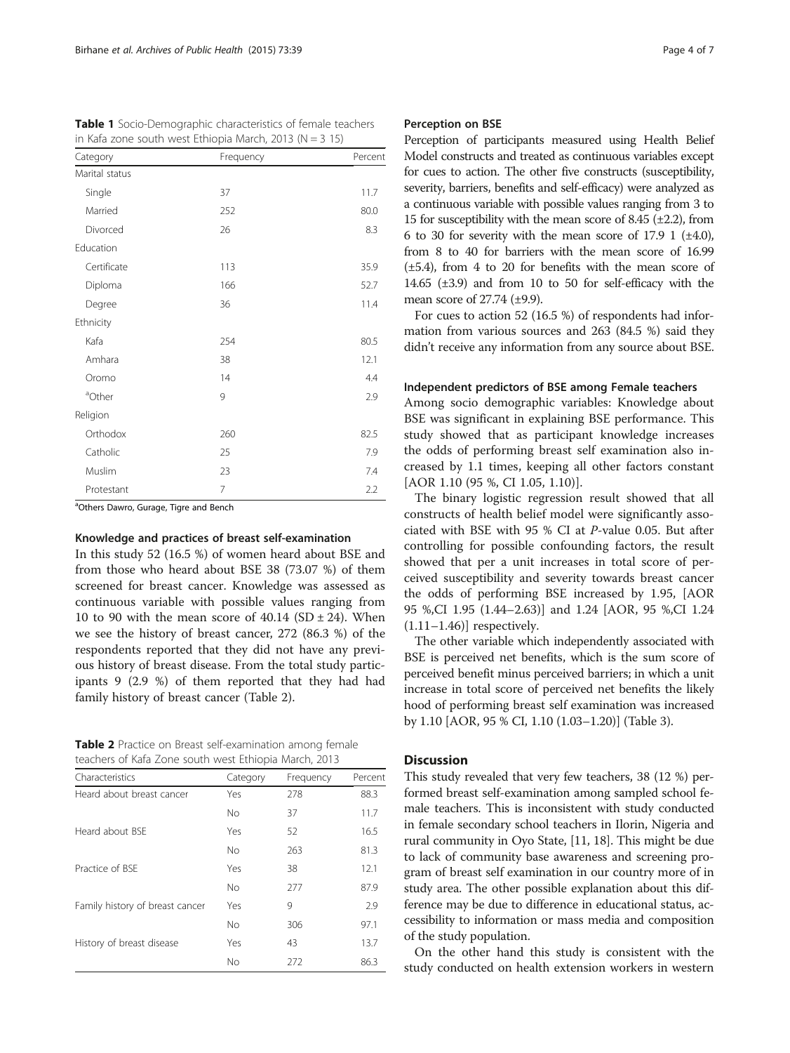**Table 1** Socio-Demographic characteristics of female teachers in Kafa zone south west Ethiopia March, 2013 (N = 3 15)

| Category | Frequency | Percent |
|---|---|---|
| Marital status | | |
| Single | 37 | 11.7 |
| Married | 252 | 80.0 |
| Divorced | 26 | 8.3 |
| Education | | |
| Certificate | 113 | 35.9 |
| Diploma | 166 | 52.7 |
| Degree | 36 | 11.4 |
| Ethnicity | | |
| Kafa | 254 | 80.5 |
| Amhara | 38 | 12.1 |
| Oromo | 14 | 4.4 |
| [a]Other | 9 | 2.9 |
| Religion | | |
| Orthodox | 260 | 82.5 |
| Catholic | 25 | 7.9 |
| Muslim | 23 | 7.4 |
| Protestant | 7 | 2.2 |

[a]Others Dawro, Gurage, Tigre and Bench

### Knowledge and practices of breast self-examination

In this study 52 (16.5 %) of women heard about BSE and from those who heard about BSE 38 (73.07 %) of them screened for breast cancer. Knowledge was assessed as continuous variable with possible values ranging from 10 to 90 with the mean score of 40.14 (SD ± 24). When we see the history of breast cancer, 272 (86.3 %) of the respondents reported that they did not have any previous history of breast disease. From the total study participants 9 (2.9 %) of them reported that they had had family history of breast cancer (Table 2).

**Table 2** Practice on Breast self-examination among female teachers of Kafa Zone south west Ethiopia March, 2013

| Characteristics | Category | Frequency | Percent |
|---|---|---|---|
| Heard about breast cancer | Yes | 278 | 88.3 |
| | No | 37 | 11.7 |
| Heard about BSE | Yes | 52 | 16.5 |
| | No | 263 | 81.3 |
| Practice of BSE | Yes | 38 | 12.1 |
| | No | 277 | 87.9 |
| Family history of breast cancer | Yes | 9 | 2.9 |
| | No | 306 | 97.1 |
| History of breast disease | Yes | 43 | 13.7 |
| | No | 272 | 86.3 |

### Perception on BSE

Perception of participants measured using Health Belief Model constructs and treated as continuous variables except for cues to action. The other five constructs (susceptibility, severity, barriers, benefits and self-efficacy) were analyzed as a continuous variable with possible values ranging from 3 to 15 for susceptibility with the mean score of 8.45 (±2.2), from 6 to 30 for severity with the mean score of 17.9 1 (±4.0), from 8 to 40 for barriers with the mean score of 16.99 (±5.4), from 4 to 20 for benefits with the mean score of 14.65 (±3.9) and from 10 to 50 for self-efficacy with the mean score of 27.74 (±9.9).

For cues to action 52 (16.5 %) of respondents had information from various sources and 263 (84.5 %) said they didn't receive any information from any source about BSE.

### Independent predictors of BSE among Female teachers

Among socio demographic variables: Knowledge about BSE was significant in explaining BSE performance. This study showed that as participant knowledge increases the odds of performing breast self examination also increased by 1.1 times, keeping all other factors constant [AOR 1.10 (95 %, CI 1.05, 1.10)].

The binary logistic regression result showed that all constructs of health belief model were significantly associated with BSE with 95 % CI at *P*-value 0.05. But after controlling for possible confounding factors, the result showed that per a unit increases in total score of perceived susceptibility and severity towards breast cancer the odds of performing BSE increased by 1.95, [AOR 95 %,CI 1.95 (1.44–2.63)] and 1.24 [AOR, 95 %,CI 1.24 (1.11–1.46)] respectively.

The other variable which independently associated with BSE is perceived net benefits, which is the sum score of perceived benefit minus perceived barriers; in which a unit increase in total score of perceived net benefits the likely hood of performing breast self examination was increased by 1.10 [AOR, 95 % CI, 1.10 (1.03–1.20)] (Table 3).

## Discussion

This study revealed that very few teachers, 38 (12 %) performed breast self-examination among sampled school female teachers. This is inconsistent with study conducted in female secondary school teachers in Ilorin, Nigeria and rural community in Oyo State, [11, 18]. This might be due to lack of community base awareness and screening program of breast self examination in our country more of in study area. The other possible explanation about this difference may be due to difference in educational status, accessibility to information or mass media and composition of the study population.

On the other hand this study is consistent with the study conducted on health extension workers in western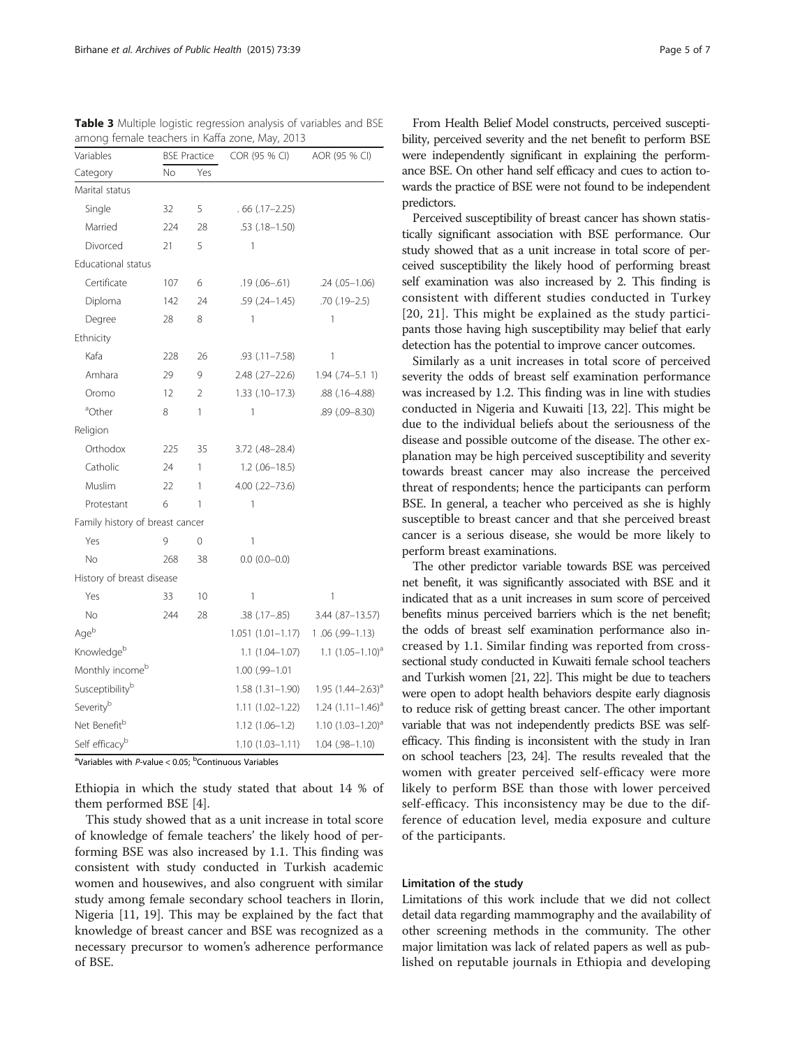**Table 3** Multiple logistic regression analysis of variables and BSE among female teachers in Kaffa zone, May, 2013

| Variables | BSE Practice | | COR (95 % CI) | AOR (95 % CI) |
|---|---|---|---|---|
| Category | No | Yes | | |
| Marital status | | | | |
| Single | 32 | 5 | . 66 (.17–2.25) | |
| Married | 224 | 28 | .53 (.18–1.50) | |
| Divorced | 21 | 5 | 1 | |
| Educational status | | | | |
| Certificate | 107 | 6 | .19 (.06–.61) | .24 (.05–1.06) |
| Diploma | 142 | 24 | .59 (.24–1.45) | .70 (.19–2.5) |
| Degree | 28 | 8 | 1 | 1 |
| Ethnicity | | | | |
| Kafa | 228 | 26 | .93 (.11–7.58) | 1 |
| Amhara | 29 | 9 | 2.48 (.27–22.6) | 1.94 (.74–5.1 1) |
| Oromo | 12 | 2 | 1.33 (.10–17.3) | .88 (.16–4.88) |
| [a]Other | 8 | 1 | 1 | .89 (.09–8.30) |
| Religion | | | | |
| Orthodox | 225 | 35 | 3.72 (.48–28.4) | |
| Catholic | 24 | 1 | 1.2 (.06–18.5) | |
| Muslim | 22 | 1 | 4.00 (.22–73.6) | |
| Protestant | 6 | 1 | 1 | |
| Family history of breast cancer | | | | |
| Yes | 9 | 0 | 1 | |
| No | 268 | 38 | 0.0 (0.0–0.0) | |
| History of breast disease | | | | |
| Yes | 33 | 10 | 1 | 1 |
| No | 244 | 28 | .38 (.17–.85) | 3.44 (.87–13.57) |
| Age[b] | | | 1.051 (1.01–1.17) | 1 .06 (.99–1.13) |
| Knowledge[b] | | | 1.1 (1.04–1.07) | 1.1 (1.05–1.10)[a] |
| Monthly income[b] | | | 1.00 (.99–1.01 | |
| Susceptibility[b] | | | 1.58 (1.31–1.90) | 1.95 (1.44–2.63)[a] |
| Severity[b] | | | 1.11 (1.02–1.22) | 1.24 (1.11–1.46)[a] |
| Net Benefit[b] | | | 1.12 (1.06–1.2) | 1.10 (1.03–1.20)[a] |
| Self efficacy[b] | | | 1.10 (1.03–1.11) | 1.04 (.98–1.10) |

[a]Variables with $P$-value < 0.05; [b]Continuous Variables

Ethiopia in which the study stated that about 14 % of them performed BSE [4].

This study showed that as a unit increase in total score of knowledge of female teachers' the likely hood of performing BSE was also increased by 1.1. This finding was consistent with study conducted in Turkish academic women and housewives, and also congruent with similar study among female secondary school teachers in Ilorin, Nigeria [11, 19]. This may be explained by the fact that knowledge of breast cancer and BSE was recognized as a necessary precursor to women's adherence performance of BSE.

From Health Belief Model constructs, perceived susceptibility, perceived severity and the net benefit to perform BSE were independently significant in explaining the performance BSE. On other hand self efficacy and cues to action towards the practice of BSE were not found to be independent predictors.

Perceived susceptibility of breast cancer has shown statistically significant association with BSE performance. Our study showed that as a unit increase in total score of perceived susceptibility the likely hood of performing breast self examination was also increased by 2. This finding is consistent with different studies conducted in Turkey [20, 21]. This might be explained as the study participants those having high susceptibility may belief that early detection has the potential to improve cancer outcomes.

Similarly as a unit increases in total score of perceived severity the odds of breast self examination performance was increased by 1.2. This finding was in line with studies conducted in Nigeria and Kuwaiti [13, 22]. This might be due to the individual beliefs about the seriousness of the disease and possible outcome of the disease. The other explanation may be high perceived susceptibility and severity towards breast cancer may also increase the perceived threat of respondents; hence the participants can perform BSE. In general, a teacher who perceived as she is highly susceptible to breast cancer and that she perceived breast cancer is a serious disease, she would be more likely to perform breast examinations.

The other predictor variable towards BSE was perceived net benefit, it was significantly associated with BSE and it indicated that as a unit increases in sum score of perceived benefits minus perceived barriers which is the net benefit; the odds of breast self examination performance also increased by 1.1. Similar finding was reported from cross-sectional study conducted in Kuwaiti female school teachers and Turkish women [21, 22]. This might be due to teachers were open to adopt health behaviors despite early diagnosis to reduce risk of getting breast cancer. The other important variable that was not independently predicts BSE was self-efficacy. This finding is inconsistent with the study in Iran on school teachers [23, 24]. The results revealed that the women with greater perceived self-efficacy were more likely to perform BSE than those with lower perceived self-efficacy. This inconsistency may be due to the difference of education level, media exposure and culture of the participants.

## Limitation of the study

Limitations of this work include that we did not collect detail data regarding mammography and the availability of other screening methods in the community. The other major limitation was lack of related papers as well as published on reputable journals in Ethiopia and developing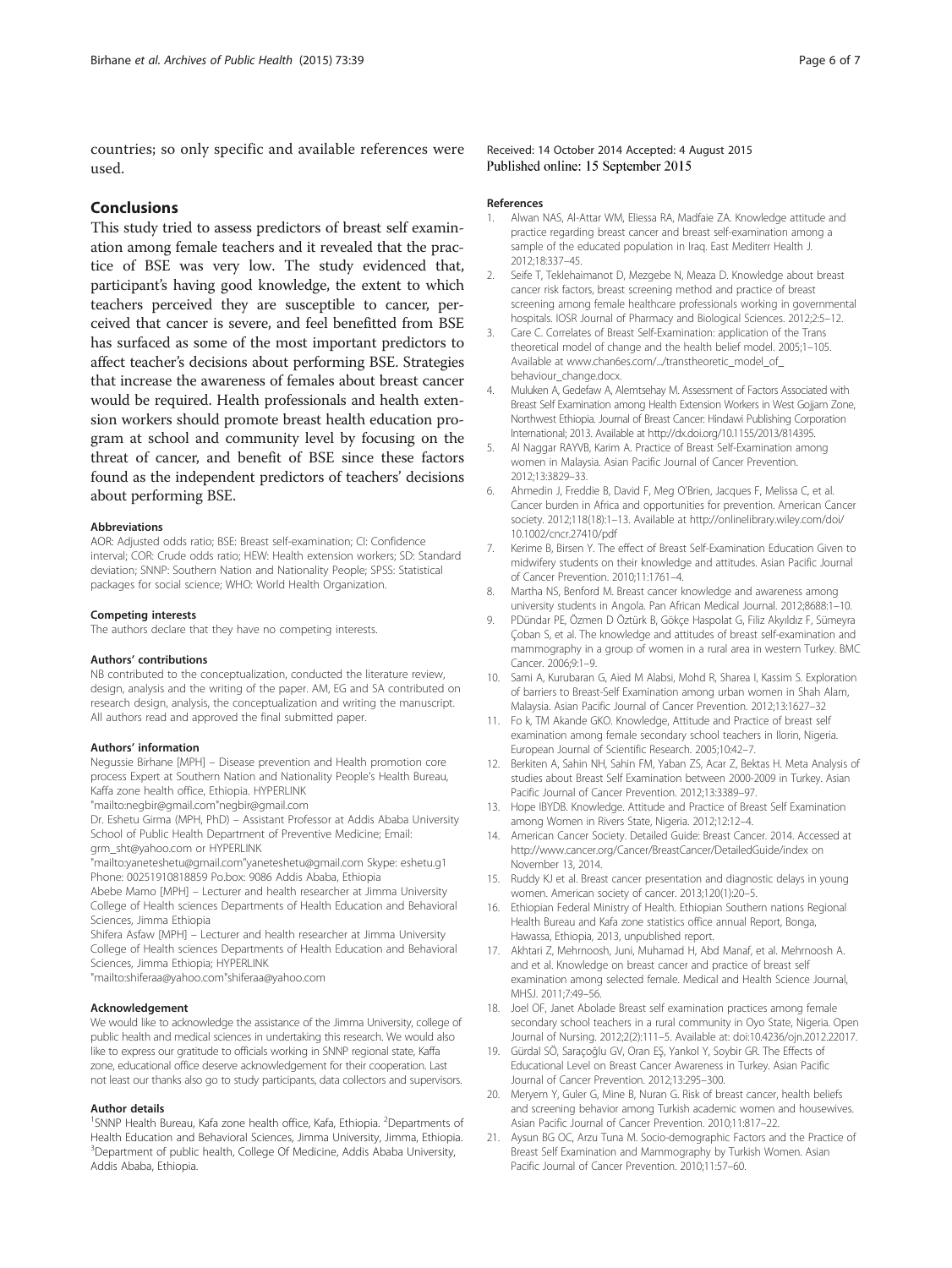countries; so only specific and available references were used.

## Conclusions

This study tried to assess predictors of breast self examination among female teachers and it revealed that the practice of BSE was very low. The study evidenced that, participant's having good knowledge, the extent to which teachers perceived they are susceptible to cancer, perceived that cancer is severe, and feel benefitted from BSE has surfaced as some of the most important predictors to affect teacher's decisions about performing BSE. Strategies that increase the awareness of females about breast cancer would be required. Health professionals and health extension workers should promote breast health education program at school and community level by focusing on the threat of cancer, and benefit of BSE since these factors found as the independent predictors of teachers' decisions about performing BSE.

#### Abbreviations

AOR: Adjusted odds ratio; BSE: Breast self-examination; CI: Confidence interval; COR: Crude odds ratio; HEW: Health extension workers; SD: Standard deviation; SNNP: Southern Nation and Nationality People; SPSS: Statistical packages for social science; WHO: World Health Organization.

#### Competing interests

The authors declare that they have no competing interests.

#### Authors' contributions

NB contributed to the conceptualization, conducted the literature review, design, analysis and the writing of the paper. AM, EG and SA contributed on research design, analysis, the conceptualization and writing the manuscript. All authors read and approved the final submitted paper.

#### Authors' information

Negussie Birhane [MPH] – Disease prevention and Health promotion core process Expert at Southern Nation and Nationality People's Health Bureau, Kaffa zone health office, Ethiopia. HYPERLINK "mailto:negbir@gmail.com"negbir@gmail.com

Dr. Eshetu Girma (MPH, PhD) – Assistant Professor at Addis Ababa University School of Public Health Department of Preventive Medicine; Email: grm_sht@yahoo.com or HYPERLINK "mailto:yaneteshetu@gmail.com"yaneteshetu@gmail.com Skype: eshetu.g1 Phone: 00251910818859 Po.box: 9086 Addis Ababa, Ethiopia

Abebe Mamo [MPH] – Lecturer and health researcher at Jimma University College of Health sciences Departments of Health Education and Behavioral Sciences, Jimma Ethiopia

Shifera Asfaw [MPH] – Lecturer and health researcher at Jimma University College of Health sciences Departments of Health Education and Behavioral Sciences, Jimma Ethiopia; HYPERLINK "mailto:shiferaa@yahoo.com"shiferaa@yahoo.com

#### Acknowledgement

We would like to acknowledge the assistance of the Jimma University, college of public health and medical sciences in undertaking this research. We would also like to express our gratitude to officials working in SNNP regional state, Kaffa zone, educational office deserve acknowledgement for their cooperation. Last not least our thanks also go to study participants, data collectors and supervisors.

#### Author details

[1]SNNP Health Bureau, Kafa zone health office, Kafa, Ethiopia. [2]Departments of Health Education and Behavioral Sciences, Jimma University, Jimma, Ethiopia. [3]Department of public health, College Of Medicine, Addis Ababa University, Addis Ababa, Ethiopia.

Received: 14 October 2014 Accepted: 4 August 2015
Published online: 15 September 2015

#### References

1. Alwan NAS, Al-Attar WM, Eliessa RA, Madfaie ZA. Knowledge attitude and practice regarding breast cancer and breast self-examination among a sample of the educated population in Iraq. East Mediterr Health J. 2012;18:337–45.
2. Seife T, Teklehaimanot D, Mezgebe N, Meaza D. Knowledge about breast cancer risk factors, breast screening method and practice of breast screening among female healthcare professionals working in governmental hospitals. IOSR Journal of Pharmacy and Biological Sciences. 2012;2:5–12.
3. Care C. Correlates of Breast Self-Examination: application of the Trans theoretical model of change and the health belief model. 2005;1–105. Available at www.chan6es.com/.../transtheoretic_model_of_behaviour_change.docx.
4. Muluken A, Gedefaw A, Alemtsehay M. Assessment of Factors Associated with Breast Self Examination among Health Extension Workers in West Gojjam Zone, Northwest Ethiopia. Journal of Breast Cancer: Hindawi Publishing Corporation International; 2013. Available at http://dx.doi.org/10.1155/2013/814395.
5. Al Naggar RAYVB, Karim A. Practice of Breast Self-Examination among women in Malaysia. Asian Pacific Journal of Cancer Prevention. 2012;13:3829–33.
6. Ahmedin J, Freddie B, David F, Meg O'Brien, Jacques F, Melissa C, et al. Cancer burden in Africa and opportunities for prevention. American Cancer society. 2012;118(18):1–13. Available at http://onlinelibrary.wiley.com/doi/10.1002/cncr.27410/pdf
7. Kerime B, Birsen Y. The effect of Breast Self-Examination Education Given to midwifery students on their knowledge and attitudes. Asian Pacific Journal of Cancer Prevention. 2010;11:1761–4.
8. Martha NS, Benford M. Breast cancer knowledge and awareness among university students in Angola. Pan African Medical Journal. 2012;8688:1–10.
9. PDündar PE, Özmen D Öztürk B, Gökçe Haspolat G, Filiz Akyıldız F, Sümeyra Çoban S, et al. The knowledge and attitudes of breast self-examination and mammography in a group of women in a rural area in western Turkey. BMC Cancer. 2006;9:1–9.
10. Sami A, Kurubaran G, Aied M Alabsi, Mohd R, Sharea I, Kassim S. Exploration of barriers to Breast-Self Examination among urban women in Shah Alam, Malaysia. Asian Pacific Journal of Cancer Prevention. 2012;13:1627–32
11. Fo k, TM Akande GKO. Knowledge, Attitude and Practice of breast self examination among female secondary school teachers in Ilorin, Nigeria. European Journal of Scientific Research. 2005;10:42–7.
12. Berkiten A, Sahin NH, Sahin FM, Yaban ZS, Acar Z, Bektas H. Meta Analysis of studies about Breast Self Examination between 2000-2009 in Turkey. Asian Pacific Journal of Cancer Prevention. 2012;13:3389–97.
13. Hope IBYDB. Knowledge. Attitude and Practice of Breast Self Examination among Women in Rivers State, Nigeria. 2012;12:12–4.
14. American Cancer Society. Detailed Guide: Breast Cancer. 2014. Accessed at http://www.cancer.org/Cancer/BreastCancer/DetailedGuide/index on November 13, 2014.
15. Ruddy KJ et al. Breast cancer presentation and diagnostic delays in young women. American society of cancer. 2013;120(1):20–5.
16. Ethiopian Federal Ministry of Health. Ethiopian Southern nations Regional Health Bureau and Kafa zone statistics office annual Report, Bonga, Hawassa, Ethiopia, 2013, unpublished report.
17. Akhtari Z, Mehrnoosh, Juni, Muhamad H, Abd Manaf, et al. Mehrnoosh A. and et al. Knowledge on breast cancer and practice of breast self examination among selected female. Medical and Health Science Journal, MHSJ. 2011;7:49–56.
18. Joel OF, Janet Abolade Breast self examination practices among female secondary school teachers in a rural community in Oyo State, Nigeria. Open Journal of Nursing. 2012;2(2):111–5. Available at: doi:10.4236/ojn.2012.22017.
19. Gürdal SÖ, Saraçoğlu GV, Oran EŞ, Yankol Y, Soybir GR. The Effects of Educational Level on Breast Cancer Awareness in Turkey. Asian Pacific Journal of Cancer Prevention. 2012;13:295–300.
20. Meryem Y, Guler G, Mine B, Nuran G. Risk of breast cancer, health beliefs and screening behavior among Turkish academic women and housewives. Asian Pacific Journal of Cancer Prevention. 2010;11:817–22.
21. Aysun BG OC, Arzu Tuna M. Socio-demographic Factors and the Practice of Breast Self Examination and Mammography by Turkish Women. Asian Pacific Journal of Cancer Prevention. 2010;11:57–60.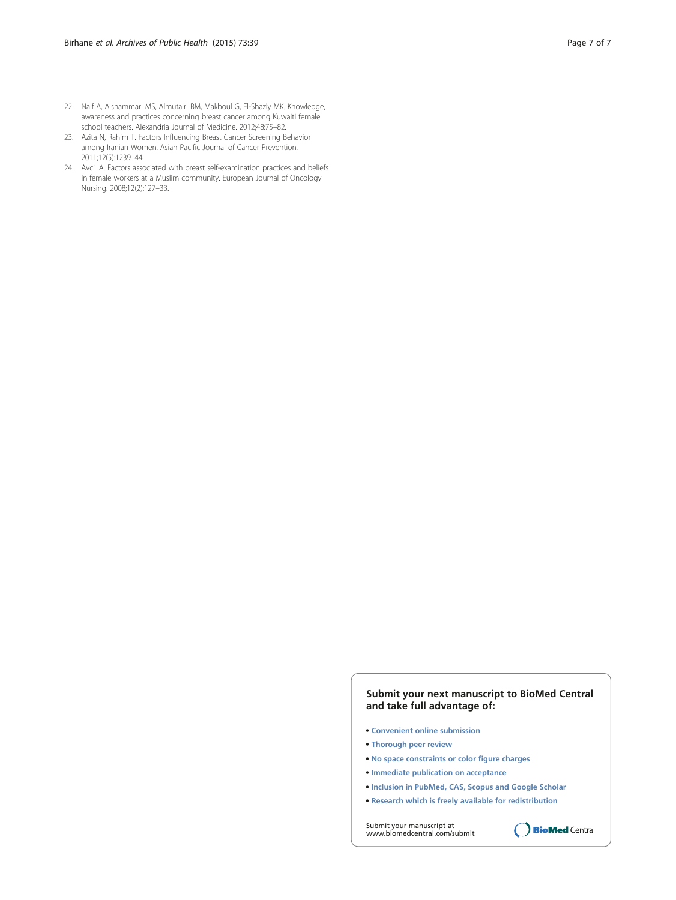22. Naif A, Alshammari MS, Almutairi BM, Makboul G, El-Shazly MK. Knowledge, awareness and practices concerning breast cancer among Kuwaiti female school teachers. Alexandria Journal of Medicine. 2012;48:75–82.
23. Azita N, Rahim T. Factors Influencing Breast Cancer Screening Behavior among Iranian Women. Asian Pacific Journal of Cancer Prevention. 2011;12(5):1239–44.
24. Avci IA. Factors associated with breast self-examination practices and beliefs in female workers at a Muslim community. European Journal of Oncology Nursing. 2008;12(2):127–33.

**Submit your next manuscript to BioMed Central and take full advantage of:**

- **Convenient online submission**
- **Thorough peer review**
- **No space constraints or color figure charges**
- **Immediate publication on acceptance**
- **Inclusion in PubMed, CAS, Scopus and Google Scholar**
- **Research which is freely available for redistribution**

Submit your manuscript at
www.biomedcentral.com/submit

BioMed Central